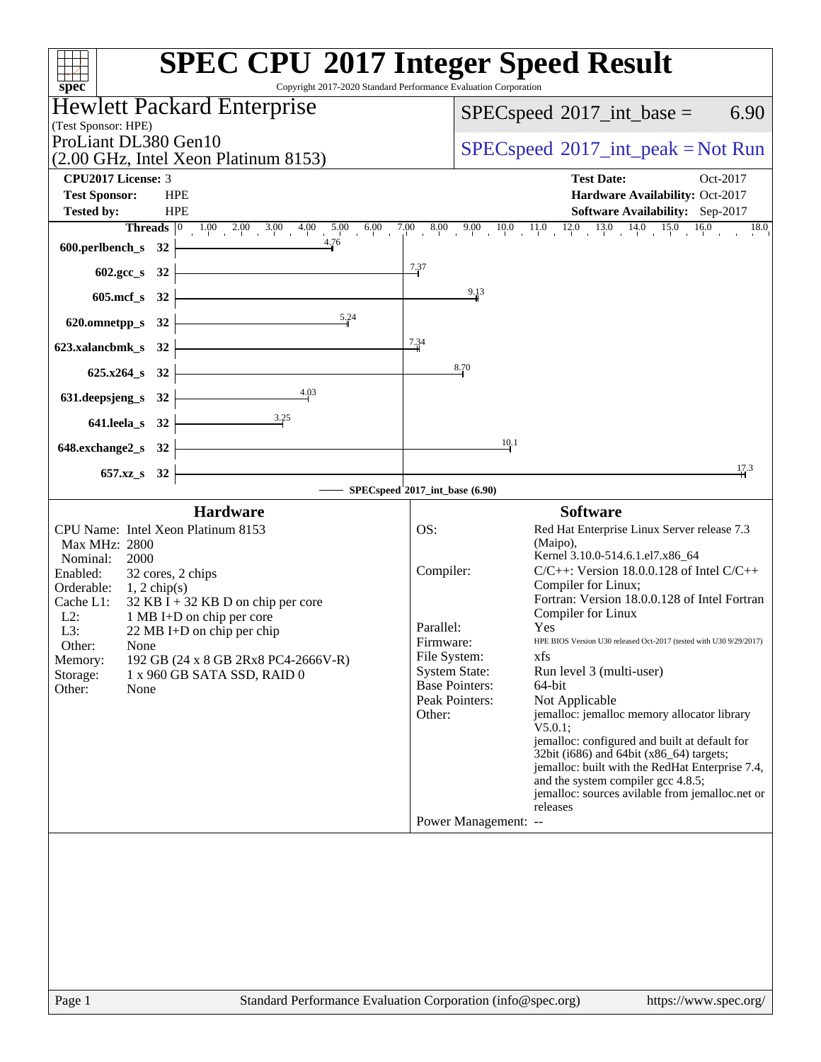# SPEC CPU 2017 Integer Speed Result

Copyright 2017-2020 Standard Performance Evaluation Corporation

## Hewlett Packard Enterprise

(Test Sponsor: HPE)

ProLiant DL380 Gen10
(2.00 GHz, Intel Xeon Platinum 8153)

SPECspeed 2017_int_base = 6.90

SPECspeed 2017_int_peak = Not Run

| | | | |
|---|---|---|---|
| **CPU2017 License:** | 3 | **Test Date:** | Oct-2017 |
| **Test Sponsor:** | HPE | **Hardware Availability:** | Oct-2017 |
| **Tested by:** | HPE | **Software Availability:** | Sep-2017 |

| Benchmark | Threads | Base Ratio |
|---|---|---|
| 600.perlbench_s | 32 | 4.76 |
| 602.gcc_s | 32 | 7.37 |
| 605.mcf_s | 32 | 9.13 |
| 620.omnetpp_s | 32 | 5.24 |
| 623.xalancbmk_s | 32 | 7.34 |
| 625.x264_s | 32 | 8.70 |
| 631.deepsjeng_s | 32 | 4.03 |
| 641.leela_s | 32 | 3.25 |
| 648.exchange2_s | 32 | 10.1 |
| 657.xz_s | 32 | 17.3 |

SPECspeed 2017_int_base (6.90)

### Hardware

| | |
|---|---|
| CPU Name: | Intel Xeon Platinum 8153 |
| Max MHz: | 2800 |
| Nominal: | 2000 |
| Enabled: | 32 cores, 2 chips |
| Orderable: | 1, 2 chip(s) |
| Cache L1: | 32 KB I + 32 KB D on chip per core |
| L2: | 1 MB I+D on chip per core |
| L3: | 22 MB I+D on chip per chip |
| Other: | None |
| Memory: | 192 GB (24 x 8 GB 2Rx8 PC4-2666V-R) |
| Storage: | 1 x 960 GB SATA SSD, RAID 0 |
| Other: | None |

### Software

| | |
|---|---|
| OS: | Red Hat Enterprise Linux Server release 7.3 (Maipo), Kernel 3.10.0-514.6.1.el7.x86_64 |
| Compiler: | C/C++: Version 18.0.0.128 of Intel C/C++ Compiler for Linux; Fortran: Version 18.0.0.128 of Intel Fortran Compiler for Linux |
| Parallel: | Yes |
| Firmware: | HPE BIOS Version U30 released Oct-2017 (tested with U30 9/29/2017) |
| File System: | xfs |
| System State: | Run level 3 (multi-user) |
| Base Pointers: | 64-bit |
| Peak Pointers: | Not Applicable |
| Other: | jemalloc: jemalloc memory allocator library V5.0.1; jemalloc: configured and built at default for 32bit (i686) and 64bit (x86_64) targets; jemalloc: built with the RedHat Enterprise 7.4, and the system compiler gcc 4.8.5; jemalloc: sources avilable from jemalloc.net or releases |
| Power Management: | -- |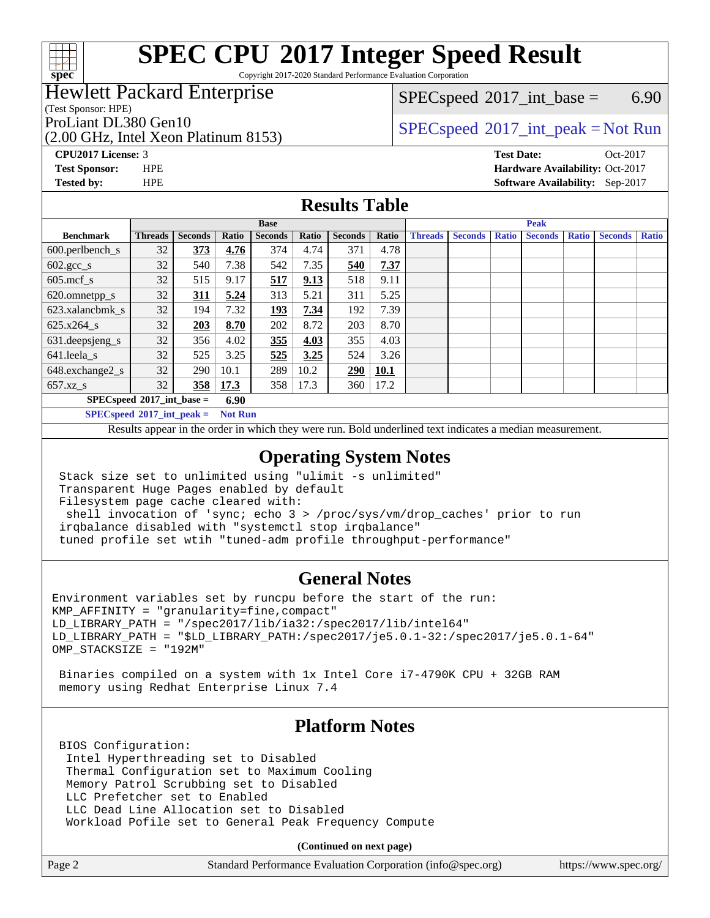# SPEC CPU 2017 Integer Speed Result

Copyright 2017-2020 Standard Performance Evaluation Corporation

**Hewlett Packard Enterprise**
(Test Sponsor: HPE)
ProLiant DL380 Gen10
(2.00 GHz, Intel Xeon Platinum 8153)

SPECspeed 2017_int_base = 6.90

SPECspeed 2017_int_peak = Not Run

**CPU2017 License:** 3
**Test Sponsor:** HPE
**Tested by:** HPE

**Test Date:** Oct-2017
**Hardware Availability:** Oct-2017
**Software Availability:** Sep-2017

## Results Table

| Benchmark | Base | | | | | | | Peak | | | | | | |
|---|---|---|---|---|---|---|---|---|---|---|---|---|---|---|
| | Threads | Seconds | Ratio | Seconds | Ratio | Seconds | Ratio | Threads | Seconds | Ratio | Seconds | Ratio | Seconds | Ratio |
| 600.perlbench_s | 32 | **373** | **4.76** | 374 | 4.74 | 371 | 4.78 | | | | | | | |
| 602.gcc_s | 32 | 540 | 7.38 | 542 | 7.35 | **540** | **7.37** | | | | | | | |
| 605.mcf_s | 32 | 515 | 9.17 | **517** | **9.13** | 518 | 9.11 | | | | | | | |
| 620.omnetpp_s | 32 | **311** | **5.24** | 313 | 5.21 | 311 | 5.25 | | | | | | | |
| 623.xalancbmk_s | 32 | 194 | 7.32 | **193** | **7.34** | 192 | 7.39 | | | | | | | |
| 625.x264_s | 32 | **203** | **8.70** | 202 | 8.72 | 203 | 8.70 | | | | | | | |
| 631.deepsjeng_s | 32 | 356 | 4.02 | **355** | **4.03** | 355 | 4.03 | | | | | | | |
| 641.leela_s | 32 | 525 | 3.25 | **525** | **3.25** | 524 | 3.26 | | | | | | | |
| 648.exchange2_s | 32 | 290 | 10.1 | 289 | 10.2 | **290** | **10.1** | | | | | | | |
| 657.xz_s | 32 | **358** | **17.3** | 358 | 17.3 | 360 | 17.2 | | | | | | | |

**SPECspeed 2017_int_base = 6.90**

**SPECspeed 2017_int_peak = Not Run**

Results appear in the order in which they were run. Bold underlined text indicates a median measurement.

## Operating System Notes

```
Stack size set to unlimited using "ulimit -s unlimited"
Transparent Huge Pages enabled by default
Filesystem page cache cleared with:
 shell invocation of 'sync; echo 3 > /proc/sys/vm/drop_caches' prior to run
irqbalance disabled with "systemctl stop irqbalance"
tuned profile set wtih "tuned-adm profile throughput-performance"
```

## General Notes

```
Environment variables set by runcpu before the start of the run:
KMP_AFFINITY = "granularity=fine,compact"
LD_LIBRARY_PATH = "/spec2017/lib/ia32:/spec2017/lib/intel64"
LD_LIBRARY_PATH = "$LD_LIBRARY_PATH:/spec2017/je5.0.1-32:/spec2017/je5.0.1-64"
OMP_STACKSIZE = "192M"

 Binaries compiled on a system with 1x Intel Core i7-4790K CPU + 32GB RAM
 memory using Redhat Enterprise Linux 7.4
```

## Platform Notes

```
BIOS Configuration:
 Intel Hyperthreading set to Disabled
 Thermal Configuration set to Maximum Cooling
 Memory Patrol Scrubbing set to Disabled
 LLC Prefetcher set to Enabled
 LLC Dead Line Allocation set to Disabled
 Workload Pofile set to General Peak Frequency Compute
```

**(Continued on next page)**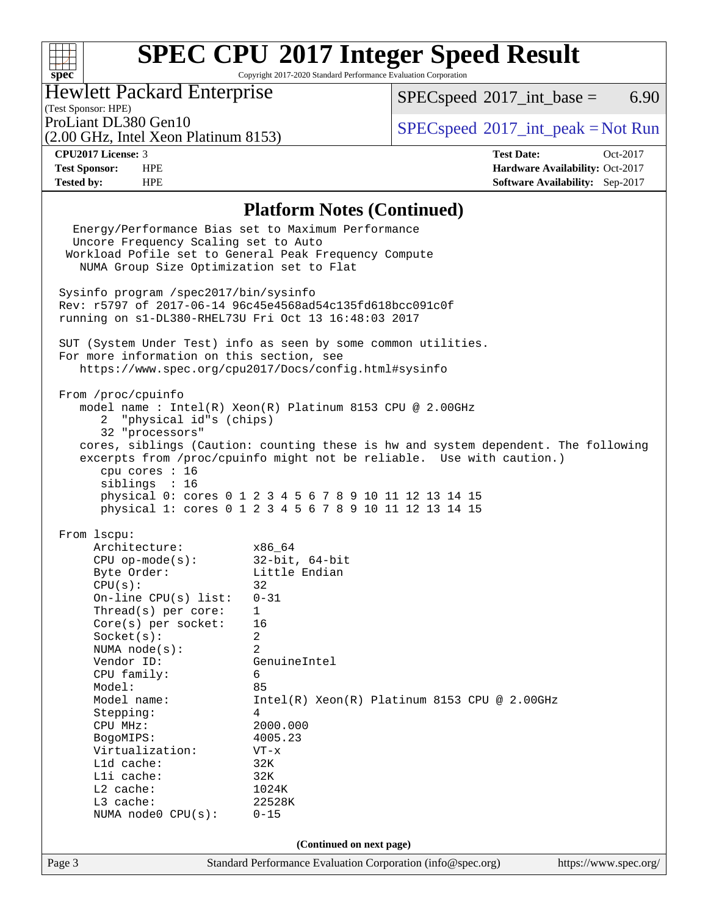## Platform Notes (Continued)

```
  Energy/Performance Bias set to Maximum Performance
  Uncore Frequency Scaling set to Auto
 Workload Pofile set to General Peak Frequency Compute
   NUMA Group Size Optimization set to Flat

Sysinfo program /spec2017/bin/sysinfo
Rev: r5797 of 2017-06-14 96c45e4568ad54c135fd618bcc091c0f
running on s1-DL380-RHEL73U Fri Oct 13 16:48:03 2017

SUT (System Under Test) info as seen by some common utilities.
For more information on this section, see
   https://www.spec.org/cpu2017/Docs/config.html#sysinfo

From /proc/cpuinfo
   model name : Intel(R) Xeon(R) Platinum 8153 CPU @ 2.00GHz
      2  "physical id"s (chips)
      32 "processors"
   cores, siblings (Caution: counting these is hw and system dependent. The following
   excerpts from /proc/cpuinfo might not be reliable.  Use with caution.)
      cpu cores : 16
      siblings  : 16
      physical 0: cores 0 1 2 3 4 5 6 7 8 9 10 11 12 13 14 15
      physical 1: cores 0 1 2 3 4 5 6 7 8 9 10 11 12 13 14 15

From lscpu:
     Architecture:          x86_64
     CPU op-mode(s):        32-bit, 64-bit
     Byte Order:            Little Endian
     CPU(s):                32
     On-line CPU(s) list:   0-31
     Thread(s) per core:    1
     Core(s) per socket:    16
     Socket(s):             2
     NUMA node(s):          2
     Vendor ID:             GenuineIntel
     CPU family:            6
     Model:                 85
     Model name:            Intel(R) Xeon(R) Platinum 8153 CPU @ 2.00GHz
     Stepping:              4
     CPU MHz:               2000.000
     BogoMIPS:              4005.23
     Virtualization:        VT-x
     L1d cache:             32K
     L1i cache:             32K
     L2 cache:              1024K
     L3 cache:              22528K
     NUMA node0 CPU(s):     0-15
```

(Continued on next page)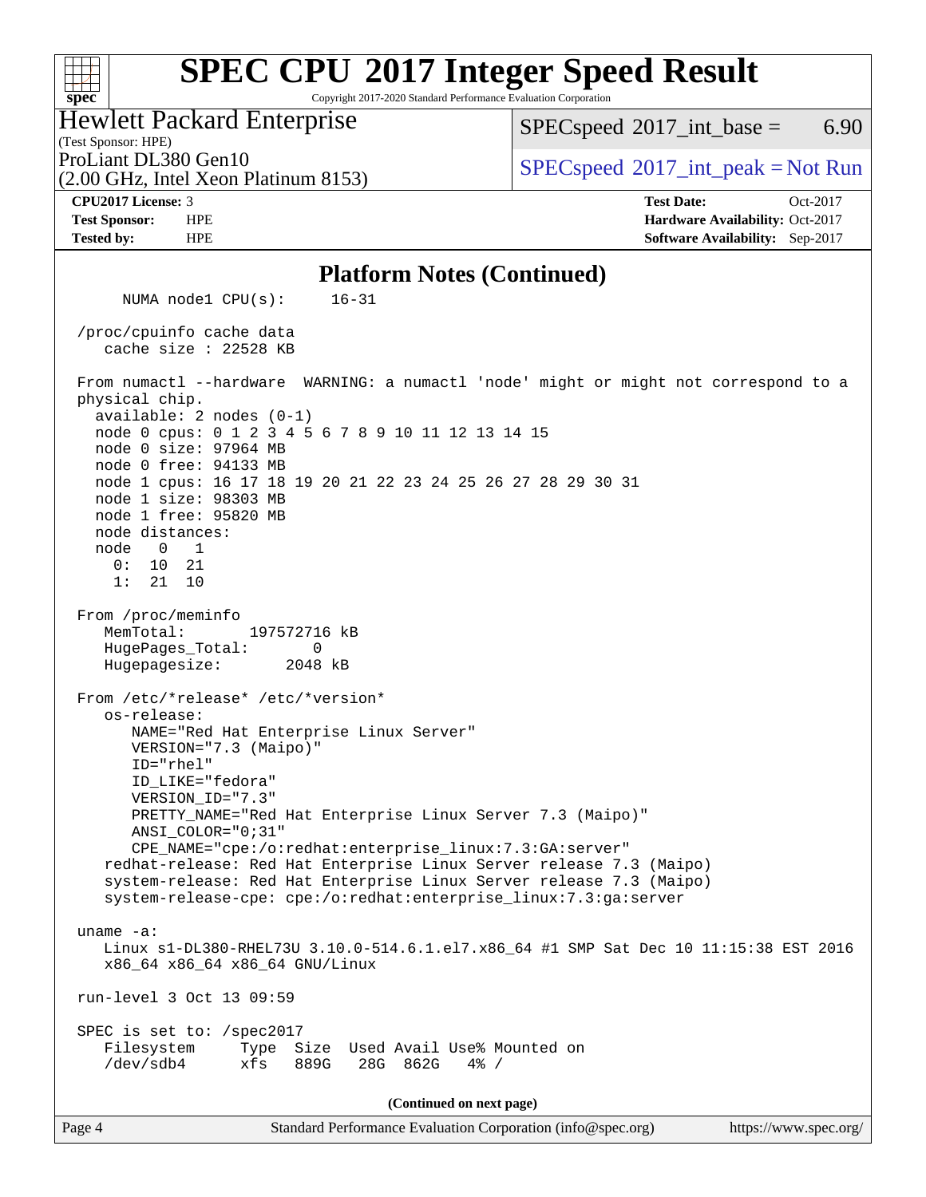# SPEC CPU 2017 Integer Speed Result

Copyright 2017-2020 Standard Performance Evaluation Corporation

## Hewlett Packard Enterprise

(Test Sponsor: HPE)

ProLiant DL380 Gen10

(2.00 GHz, Intel Xeon Platinum 8153)

SPECspeed 2017_int_base = 6.90

SPECspeed 2017_int_peak = Not Run

**CPU2017 License:** 3
**Test Sponsor:** HPE
**Tested by:** HPE

**Test Date:** Oct-2017
**Hardware Availability:** Oct-2017
**Software Availability:** Sep-2017

### Platform Notes (Continued)

```
      NUMA node1 CPU(s):     16-31

 /proc/cpuinfo cache data
    cache size : 22528 KB

 From numactl --hardware  WARNING: a numactl 'node' might or might not correspond to a
 physical chip.
   available: 2 nodes (0-1)
   node 0 cpus: 0 1 2 3 4 5 6 7 8 9 10 11 12 13 14 15
   node 0 size: 97964 MB
   node 0 free: 94133 MB
   node 1 cpus: 16 17 18 19 20 21 22 23 24 25 26 27 28 29 30 31
   node 1 size: 98303 MB
   node 1 free: 95820 MB
   node distances:
   node   0   1
     0:  10  21
     1:  21  10

 From /proc/meminfo
    MemTotal:       197572716 kB
    HugePages_Total:       0
    Hugepagesize:       2048 kB

 From /etc/*release* /etc/*version*
    os-release:
       NAME="Red Hat Enterprise Linux Server"
       VERSION="7.3 (Maipo)"
       ID="rhel"
       ID_LIKE="fedora"
       VERSION_ID="7.3"
       PRETTY_NAME="Red Hat Enterprise Linux Server 7.3 (Maipo)"
       ANSI_COLOR="0;31"
       CPE_NAME="cpe:/o:redhat:enterprise_linux:7.3:GA:server"
    redhat-release: Red Hat Enterprise Linux Server release 7.3 (Maipo)
    system-release: Red Hat Enterprise Linux Server release 7.3 (Maipo)
    system-release-cpe: cpe:/o:redhat:enterprise_linux:7.3:ga:server

 uname -a:
    Linux s1-DL380-RHEL73U 3.10.0-514.6.1.el7.x86_64 #1 SMP Sat Dec 10 11:15:38 EST 2016
    x86_64 x86_64 x86_64 GNU/Linux

 run-level 3 Oct 13 09:59

 SPEC is set to: /spec2017
    Filesystem     Type  Size  Used Avail Use% Mounted on
    /dev/sdb4      xfs   889G   28G  862G   4% /
```

(Continued on next page)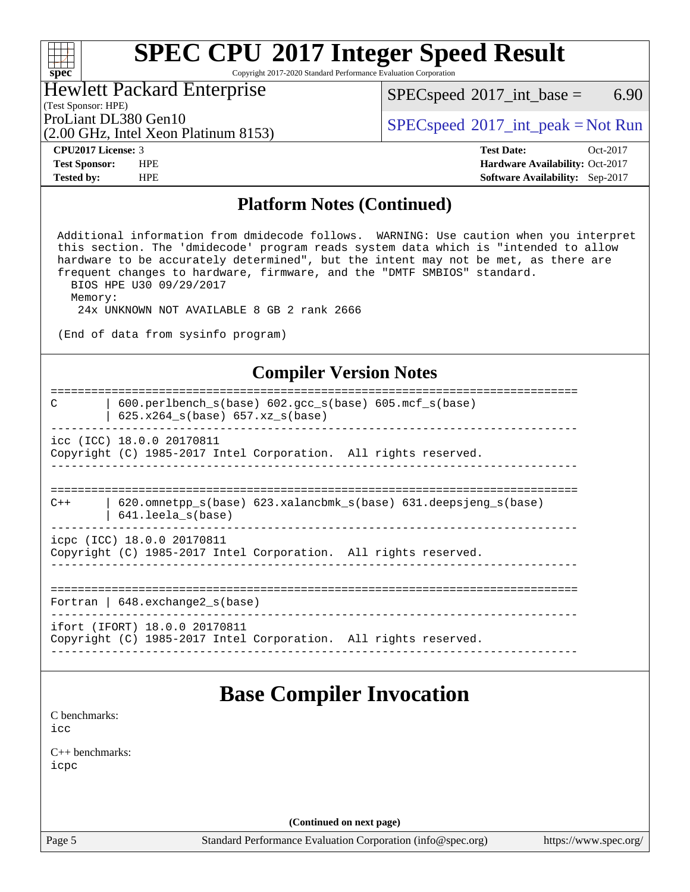## Platform Notes (Continued)

```
 Additional information from dmidecode follows.  WARNING: Use caution when you interpret
 this section. The 'dmidecode' program reads system data which is "intended to allow
 hardware to be accurately determined", but the intent may not be met, as there are
 frequent changes to hardware, firmware, and the "DMTF SMBIOS" standard.
   BIOS HPE U30 09/29/2017
   Memory:
    24x UNKNOWN NOT AVAILABLE 8 GB 2 rank 2666

(End of data from sysinfo program)
```

## Compiler Version Notes

```
==============================================================================
C       | 600.perlbench_s(base) 602.gcc_s(base) 605.mcf_s(base)
        | 625.x264_s(base) 657.xz_s(base)
------------------------------------------------------------------------------
icc (ICC) 18.0.0 20170811
Copyright (C) 1985-2017 Intel Corporation.  All rights reserved.
------------------------------------------------------------------------------

==============================================================================
C++     | 620.omnetpp_s(base) 623.xalancbmk_s(base) 631.deepsjeng_s(base)
        | 641.leela_s(base)
------------------------------------------------------------------------------
icpc (ICC) 18.0.0 20170811
Copyright (C) 1985-2017 Intel Corporation.  All rights reserved.
------------------------------------------------------------------------------

==============================================================================
Fortran | 648.exchange2_s(base)
------------------------------------------------------------------------------
ifort (IFORT) 18.0.0 20170811
Copyright (C) 1985-2017 Intel Corporation.  All rights reserved.
------------------------------------------------------------------------------
```

# Base Compiler Invocation

C benchmarks:
icc

C++ benchmarks:
icpc

**(Continued on next page)**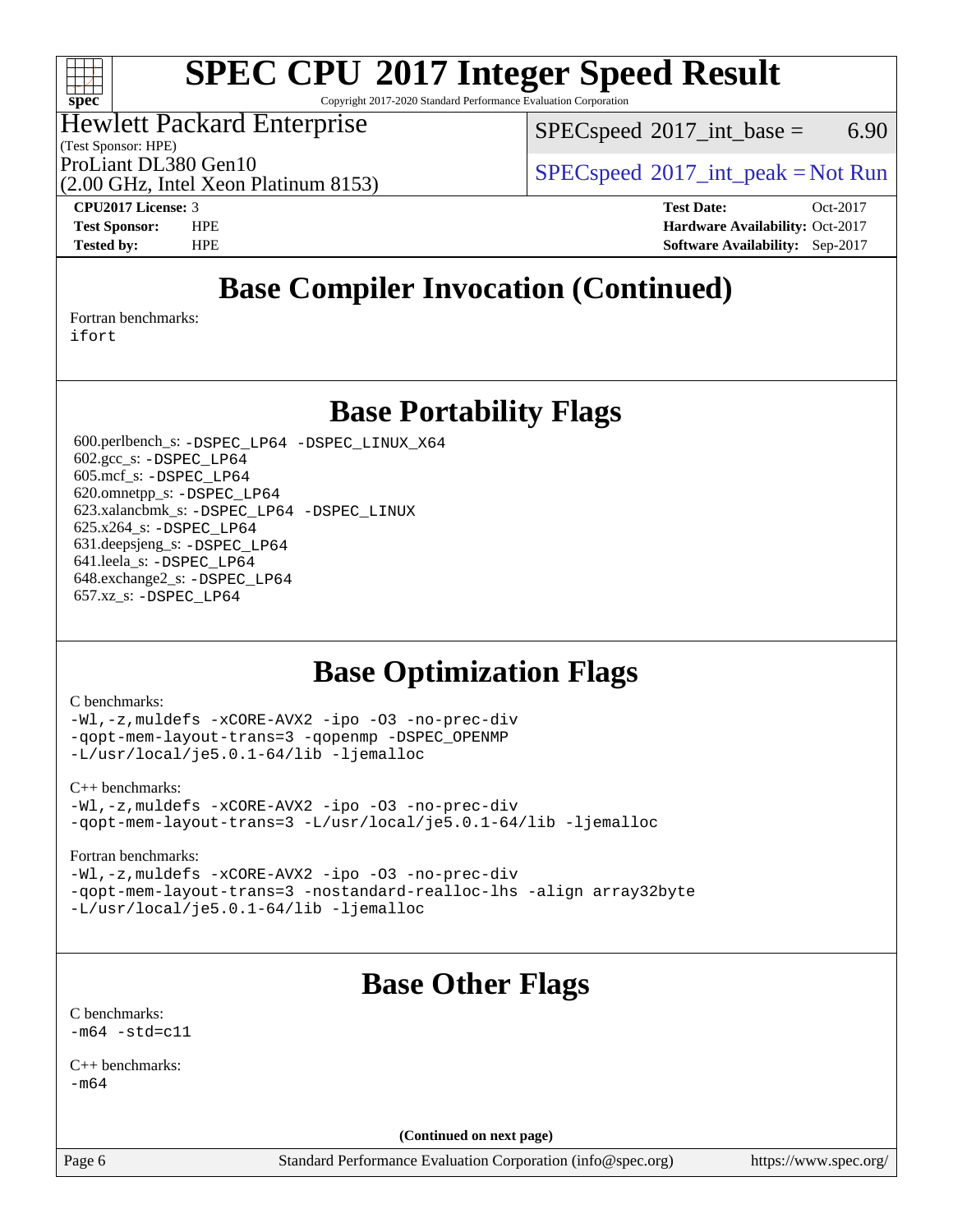# Base Compiler Invocation (Continued)

Fortran benchmarks:
ifort

# Base Portability Flags

600.perlbench_s: -DSPEC_LP64 -DSPEC_LINUX_X64
602.gcc_s: -DSPEC_LP64
605.mcf_s: -DSPEC_LP64
620.omnetpp_s: -DSPEC_LP64
623.xalancbmk_s: -DSPEC_LP64 -DSPEC_LINUX
625.x264_s: -DSPEC_LP64
631.deepsjeng_s: -DSPEC_LP64
641.leela_s: -DSPEC_LP64
648.exchange2_s: -DSPEC_LP64
657.xz_s: -DSPEC_LP64

# Base Optimization Flags

C benchmarks:
-Wl,-z,muldefs -xCORE-AVX2 -ipo -O3 -no-prec-div
-qopt-mem-layout-trans=3 -qopenmp -DSPEC_OPENMP
-L/usr/local/je5.0.1-64/lib -ljemalloc

C++ benchmarks:
-Wl,-z,muldefs -xCORE-AVX2 -ipo -O3 -no-prec-div
-qopt-mem-layout-trans=3 -L/usr/local/je5.0.1-64/lib -ljemalloc

Fortran benchmarks:
-Wl,-z,muldefs -xCORE-AVX2 -ipo -O3 -no-prec-div
-qopt-mem-layout-trans=3 -nostandard-realloc-lhs -align array32byte
-L/usr/local/je5.0.1-64/lib -ljemalloc

# Base Other Flags

C benchmarks:
-m64 -std=c11

C++ benchmarks:
-m64

**(Continued on next page)**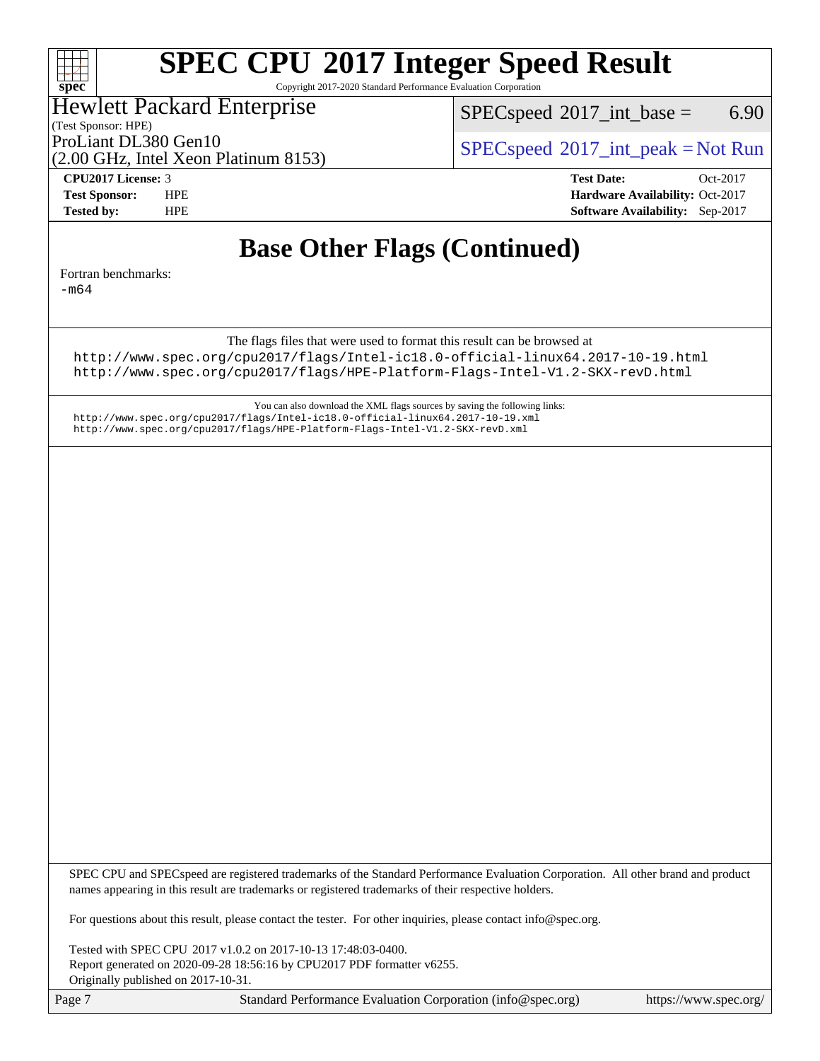# Base Other Flags (Continued)

Fortran benchmarks:
-m64

The flags files that were used to format this result can be browsed at
http://www.spec.org/cpu2017/flags/Intel-ic18.0-official-linux64.2017-10-19.html
http://www.spec.org/cpu2017/flags/HPE-Platform-Flags-Intel-V1.2-SKX-revD.html

You can also download the XML flags sources by saving the following links:
http://www.spec.org/cpu2017/flags/Intel-ic18.0-official-linux64.2017-10-19.xml
http://www.spec.org/cpu2017/flags/HPE-Platform-Flags-Intel-V1.2-SKX-revD.xml

SPEC CPU and SPECspeed are registered trademarks of the Standard Performance Evaluation Corporation. All other brand and product names appearing in this result are trademarks or registered trademarks of their respective holders.

For questions about this result, please contact the tester. For other inquiries, please contact info@spec.org.

Tested with SPEC CPU 2017 v1.0.2 on 2017-10-13 17:48:03-0400.
Report generated on 2020-09-28 18:56:16 by CPU2017 PDF formatter v6255.
Originally published on 2017-10-31.